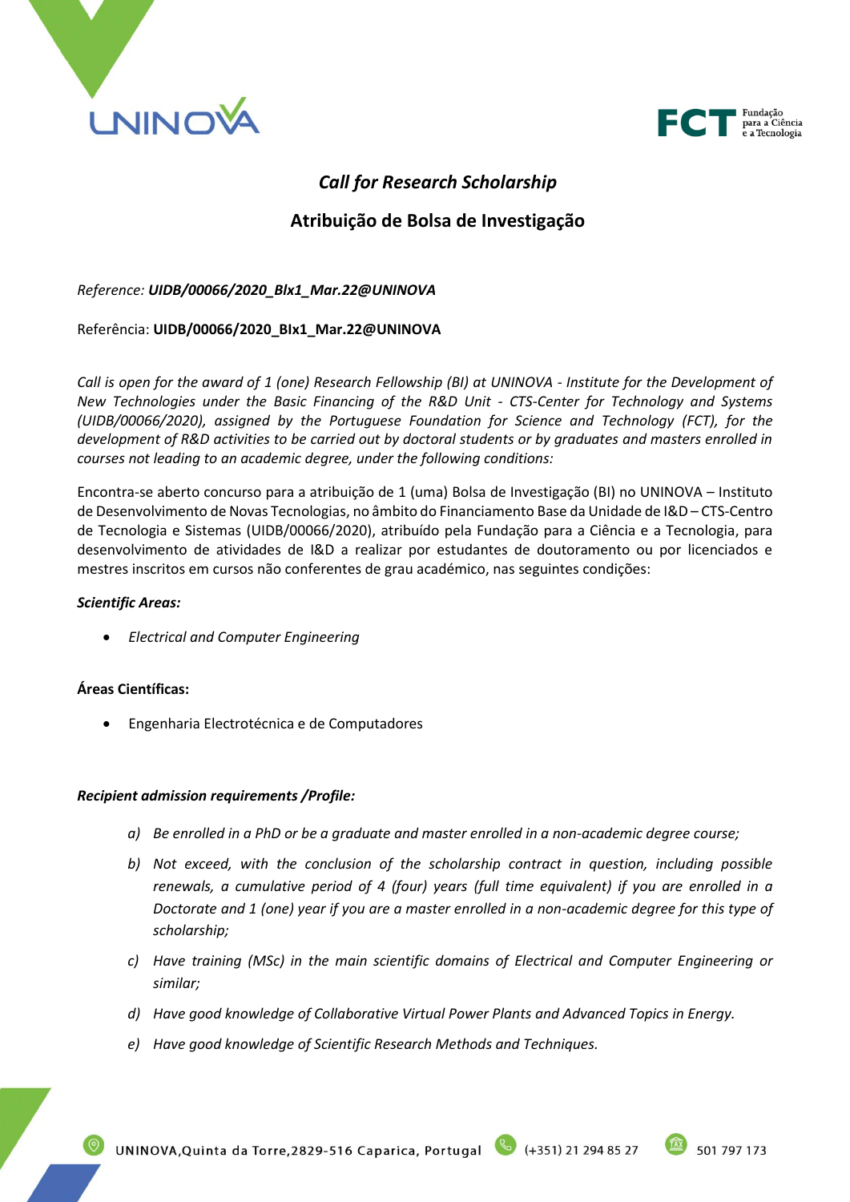## *Call for Research Scholarship*

## Atribuição de Bolsa de Investigação

*Reference:* ***UIDB/00066/2020_BIx1_Mar.22@UNINOVA***

Referência: **UIDB/00066/2020_BIx1_Mar.22@UNINOVA**

*Call is open for the award of 1 (one) Research Fellowship (BI) at UNINOVA - Institute for the Development of New Technologies under the Basic Financing of the R&D Unit - CTS-Center for Technology and Systems (UIDB/00066/2020), assigned by the Portuguese Foundation for Science and Technology (FCT), for the development of R&D activities to be carried out by doctoral students or by graduates and masters enrolled in courses not leading to an academic degree, under the following conditions:*

Encontra-se aberto concurso para a atribuição de 1 (uma) Bolsa de Investigação (BI) no UNINOVA – Instituto de Desenvolvimento de Novas Tecnologias, no âmbito do Financiamento Base da Unidade de I&D – CTS-Centro de Tecnologia e Sistemas (UIDB/00066/2020), atribuído pela Fundação para a Ciência e a Tecnologia, para desenvolvimento de atividades de I&D a realizar por estudantes de doutoramento ou por licenciados e mestres inscritos em cursos não conferentes de grau académico, nas seguintes condições:

***Scientific Areas:***

- *Electrical and Computer Engineering*

**Áreas Científicas:**

- Engenharia Electrotécnica e de Computadores

***Recipient admission requirements /Profile:***

*a) Be enrolled in a PhD or be a graduate and master enrolled in a non-academic degree course;*

*b) Not exceed, with the conclusion of the scholarship contract in question, including possible renewals, a cumulative period of 4 (four) years (full time equivalent) if you are enrolled in a Doctorate and 1 (one) year if you are a master enrolled in a non-academic degree for this type of scholarship;*

*c) Have training (MSc) in the main scientific domains of Electrical and Computer Engineering or similar;*

*d) Have good knowledge of Collaborative Virtual Power Plants and Advanced Topics in Energy.*

*e) Have good knowledge of Scientific Research Methods and Techniques.*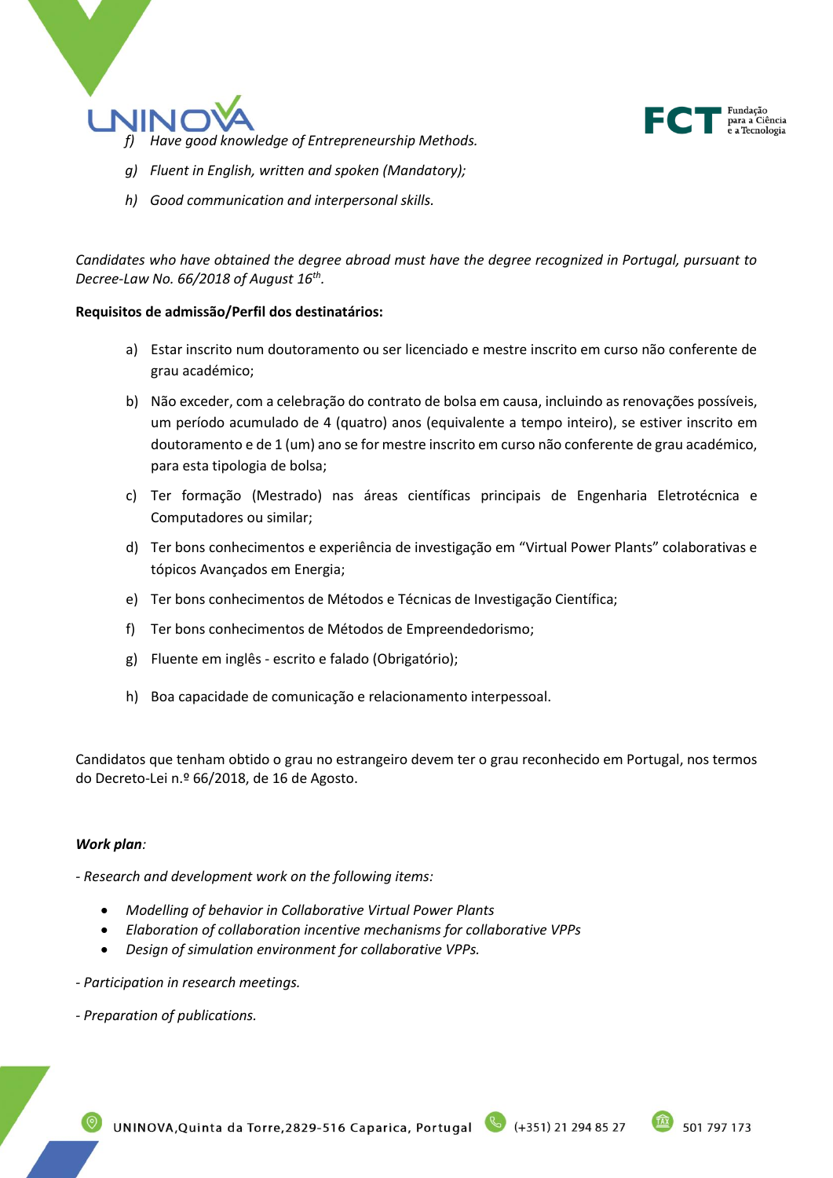f) *Have good knowledge of Entrepreneurship Methods.*

g) *Fluent in English, written and spoken (Mandatory);*

h) *Good communication and interpersonal skills.*

*Candidates who have obtained the degree abroad must have the degree recognized in Portugal, pursuant to Decree-Law No. 66/2018 of August 16th.*

**Requisitos de admissão/Perfil dos destinatários:**

a) Estar inscrito num doutoramento ou ser licenciado e mestre inscrito em curso não conferente de grau académico;

b) Não exceder, com a celebração do contrato de bolsa em causa, incluindo as renovações possíveis, um período acumulado de 4 (quatro) anos (equivalente a tempo inteiro), se estiver inscrito em doutoramento e de 1 (um) ano se for mestre inscrito em curso não conferente de grau académico, para esta tipologia de bolsa;

c) Ter formação (Mestrado) nas áreas científicas principais de Engenharia Eletrotécnica e Computadores ou similar;

d) Ter bons conhecimentos e experiência de investigação em "Virtual Power Plants" colaborativas e tópicos Avançados em Energia;

e) Ter bons conhecimentos de Métodos e Técnicas de Investigação Científica;

f) Ter bons conhecimentos de Métodos de Empreendedorismo;

g) Fluente em inglês - escrito e falado (Obrigatório);

h) Boa capacidade de comunicação e relacionamento interpessoal.

Candidatos que tenham obtido o grau no estrangeiro devem ter o grau reconhecido em Portugal, nos termos do Decreto-Lei n.º 66/2018, de 16 de Agosto.

***Work plan**:*

*- Research and development work on the following items:*

- *Modelling of behavior in Collaborative Virtual Power Plants*
- *Elaboration of collaboration incentive mechanisms for collaborative VPPs*
- *Design of simulation environment for collaborative VPPs.*

*- Participation in research meetings.*

*- Preparation of publications.*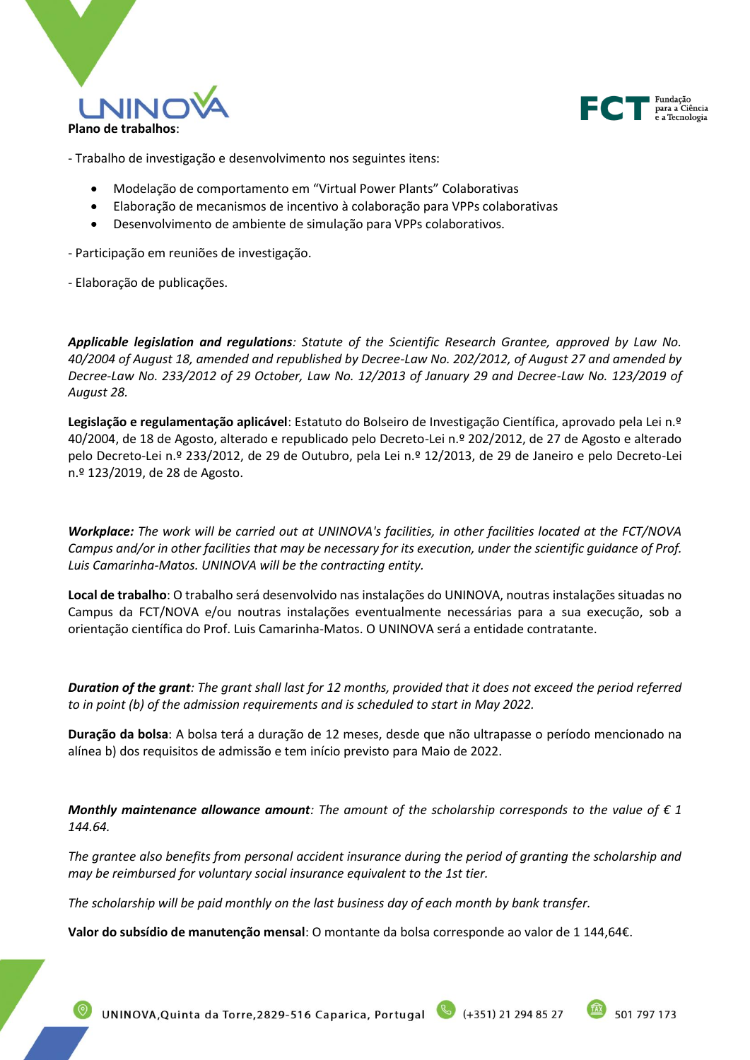**Plano de trabalhos**:

- Trabalho de investigação e desenvolvimento nos seguintes itens:

  - Modelação de comportamento em "Virtual Power Plants" Colaborativas
  - Elaboração de mecanismos de incentivo à colaboração para VPPs colaborativas
  - Desenvolvimento de ambiente de simulação para VPPs colaborativos.

- Participação em reuniões de investigação.

- Elaboração de publicações.

***Applicable legislation and regulations**: Statute of the Scientific Research Grantee, approved by Law No. 40/2004 of August 18, amended and republished by Decree-Law No. 202/2012, of August 27 and amended by Decree-Law No. 233/2012 of 29 October, Law No. 12/2013 of January 29 and Decree-Law No. 123/2019 of August 28.*

**Legislação e regulamentação aplicável**: Estatuto do Bolseiro de Investigação Científica, aprovado pela Lei n.º 40/2004, de 18 de Agosto, alterado e republicado pelo Decreto-Lei n.º 202/2012, de 27 de Agosto e alterado pelo Decreto-Lei n.º 233/2012, de 29 de Outubro, pela Lei n.º 12/2013, de 29 de Janeiro e pelo Decreto-Lei n.º 123/2019, de 28 de Agosto.

***Workplace:** The work will be carried out at UNINOVA's facilities, in other facilities located at the FCT/NOVA Campus and/or in other facilities that may be necessary for its execution, under the scientific guidance of Prof. Luis Camarinha-Matos. UNINOVA will be the contracting entity.*

**Local de trabalho**: O trabalho será desenvolvido nas instalações do UNINOVA, noutras instalações situadas no Campus da FCT/NOVA e/ou noutras instalações eventualmente necessárias para a sua execução, sob a orientação científica do Prof. Luis Camarinha-Matos. O UNINOVA será a entidade contratante.

***Duration of the grant**: The grant shall last for 12 months, provided that it does not exceed the period referred to in point (b) of the admission requirements and is scheduled to start in May 2022.*

**Duração da bolsa**: A bolsa terá a duração de 12 meses, desde que não ultrapasse o período mencionado na alínea b) dos requisitos de admissão e tem início previsto para Maio de 2022.

***Monthly maintenance allowance amount**: The amount of the scholarship corresponds to the value of € 1 144.64.*

*The grantee also benefits from personal accident insurance during the period of granting the scholarship and may be reimbursed for voluntary social insurance equivalent to the 1st tier.*

*The scholarship will be paid monthly on the last business day of each month by bank transfer.*

**Valor do subsídio de manutenção mensal**: O montante da bolsa corresponde ao valor de 1 144,64€.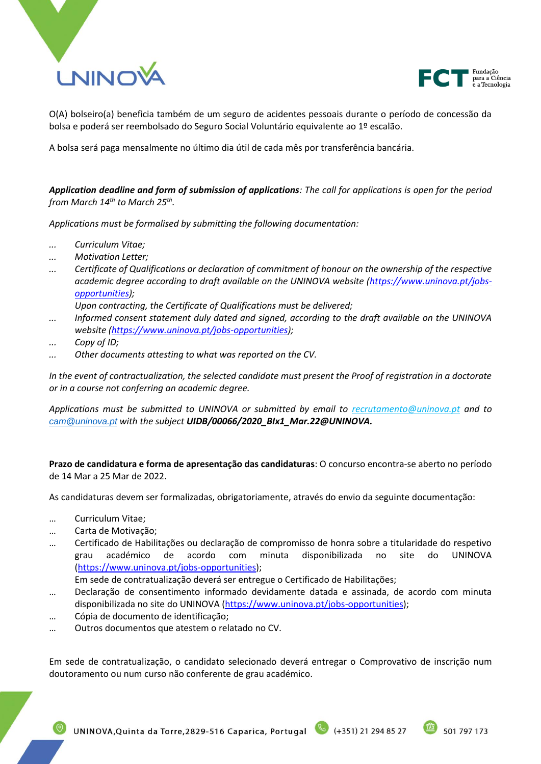O(A) bolseiro(a) beneficia também de um seguro de acidentes pessoais durante o período de concessão da bolsa e poderá ser reembolsado do Seguro Social Voluntário equivalente ao 1º escalão.

A bolsa será paga mensalmente no último dia útil de cada mês por transferência bancária.

***Application deadline and form of submission of applications****: The call for applications is open for the period from March 14$^{th}$ to March 25$^{th}$.*

*Applications must be formalised by submitting the following documentation:*

- *Curriculum Vitae;*
- *Motivation Letter;*
- *Certificate of Qualifications or declaration of commitment of honour on the ownership of the respective academic degree according to draft available on the UNINOVA website (https://www.uninova.pt/jobs-opportunities);*
  *Upon contracting, the Certificate of Qualifications must be delivered;*
- *Informed consent statement duly dated and signed, according to the draft available on the UNINOVA website (https://www.uninova.pt/jobs-opportunities);*
- *Copy of ID;*
- *Other documents attesting to what was reported on the CV.*

*In the event of contractualization, the selected candidate must present the Proof of registration in a doctorate or in a course not conferring an academic degree.*

*Applications must be submitted to UNINOVA or submitted by email to recrutamento@uninova.pt and to cam@uninova.pt with the subject* ***UIDB/00066/2020_BIx1_Mar.22@UNINOVA.***

**Prazo de candidatura e forma de apresentação das candidaturas**: O concurso encontra-se aberto no período de 14 Mar a 25 Mar de 2022.

As candidaturas devem ser formalizadas, obrigatoriamente, através do envio da seguinte documentação:

- Curriculum Vitae;
- Carta de Motivação;
- Certificado de Habilitações ou declaração de compromisso de honra sobre a titularidade do respetivo grau académico de acordo com minuta disponibilizada no site do UNINOVA (https://www.uninova.pt/jobs-opportunities);
  Em sede de contratualização deverá ser entregue o Certificado de Habilitações;
- Declaração de consentimento informado devidamente datada e assinada, de acordo com minuta disponibilizada no site do UNINOVA (https://www.uninova.pt/jobs-opportunities);
- Cópia de documento de identificação;
- Outros documentos que atestem o relatado no CV.

Em sede de contratualização, o candidato selecionado deverá entregar o Comprovativo de inscrição num doutoramento ou num curso não conferente de grau académico.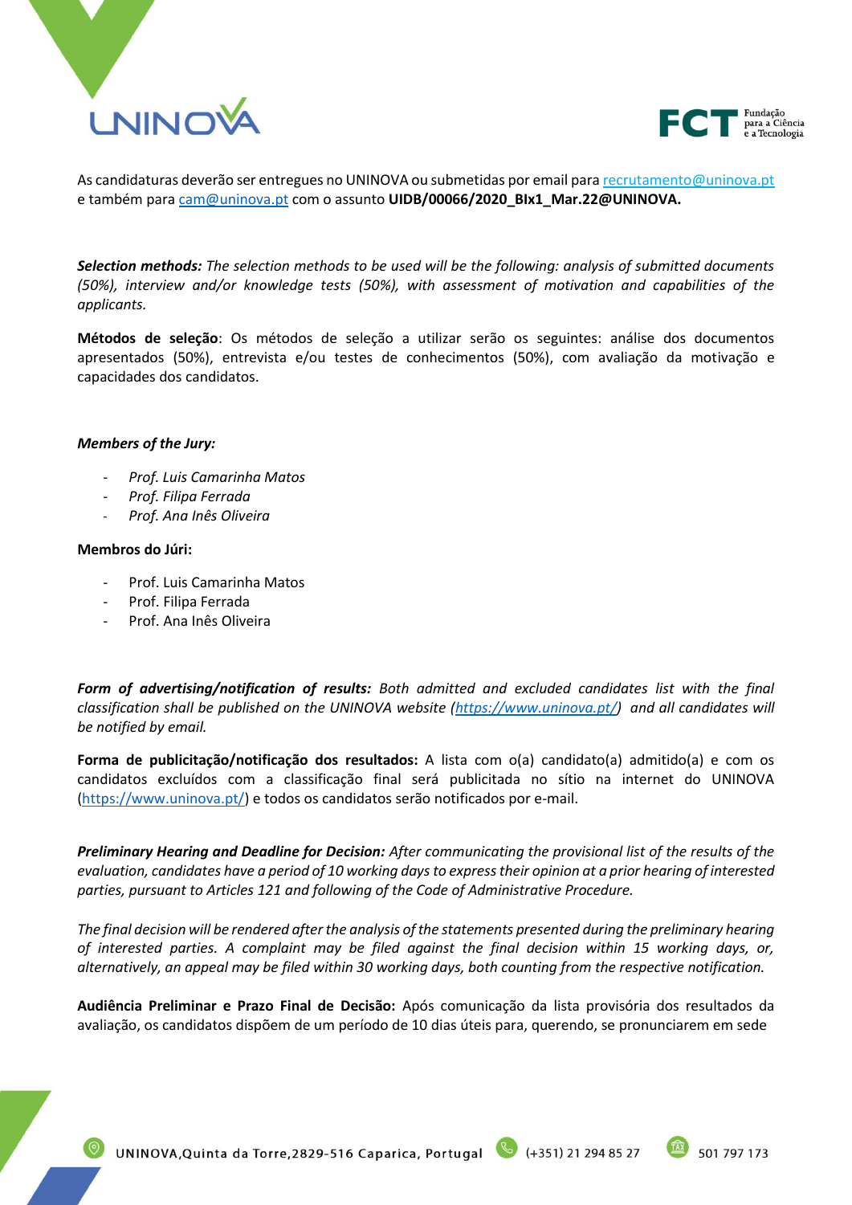As candidaturas deverão ser entregues no UNINOVA ou submetidas por email para recrutamento@uninova.pt e também para cam@uninova.pt com o assunto **UIDB/00066/2020_BIx1_Mar.22@UNINOVA.**

***Selection methods:*** *The selection methods to be used will be the following: analysis of submitted documents (50%), interview and/or knowledge tests (50%), with assessment of motivation and capabilities of the applicants.*

**Métodos de seleção**: Os métodos de seleção a utilizar serão os seguintes: análise dos documentos apresentados (50%), entrevista e/ou testes de conhecimentos (50%), com avaliação da motivação e capacidades dos candidatos.

***Members of the Jury:***

- *Prof. Luis Camarinha Matos*
- *Prof. Filipa Ferrada*
- *Prof. Ana Inês Oliveira*

**Membros do Júri:**

- Prof. Luis Camarinha Matos
- Prof. Filipa Ferrada
- Prof. Ana Inês Oliveira

***Form of advertising/notification of results:*** *Both admitted and excluded candidates list with the final classification shall be published on the UNINOVA website (https://www.uninova.pt/) and all candidates will be notified by email.*

**Forma de publicitação/notificação dos resultados:** A lista com o(a) candidato(a) admitido(a) e com os candidatos excluídos com a classificação final será publicitada no sítio na internet do UNINOVA (https://www.uninova.pt/) e todos os candidatos serão notificados por e-mail.

***Preliminary Hearing and Deadline for Decision:*** *After communicating the provisional list of the results of the evaluation, candidates have a period of 10 working days to express their opinion at a prior hearing of interested parties, pursuant to Articles 121 and following of the Code of Administrative Procedure.*

*The final decision will be rendered after the analysis of the statements presented during the preliminary hearing of interested parties. A complaint may be filed against the final decision within 15 working days, or, alternatively, an appeal may be filed within 30 working days, both counting from the respective notification.*

**Audiência Preliminar e Prazo Final de Decisão:** Após comunicação da lista provisória dos resultados da avaliação, os candidatos dispõem de um período de 10 dias úteis para, querendo, se pronunciarem em sede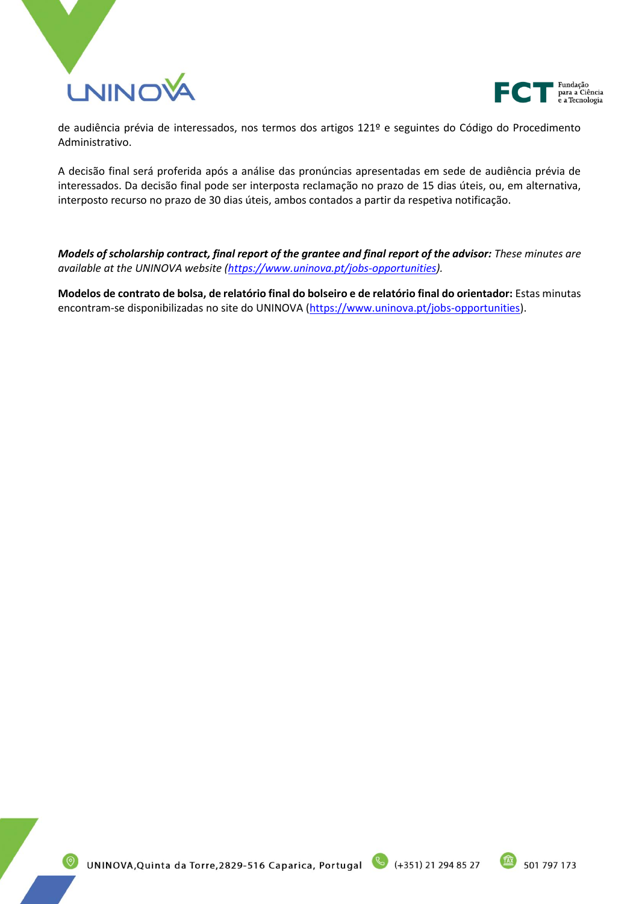de audiência prévia de interessados, nos termos dos artigos 121º e seguintes do Código do Procedimento Administrativo.

A decisão final será proferida após a análise das pronúncias apresentadas em sede de audiência prévia de interessados. Da decisão final pode ser interposta reclamação no prazo de 15 dias úteis, ou, em alternativa, interposto recurso no prazo de 30 dias úteis, ambos contados a partir da respetiva notificação.

***Models of scholarship contract, final report of the grantee and final report of the advisor:*** *These minutes are available at the UNINOVA website (https://www.uninova.pt/jobs-opportunities).*

**Modelos de contrato de bolsa, de relatório final do bolseiro e de relatório final do orientador:** Estas minutas encontram-se disponibilizadas no site do UNINOVA (https://www.uninova.pt/jobs-opportunities).